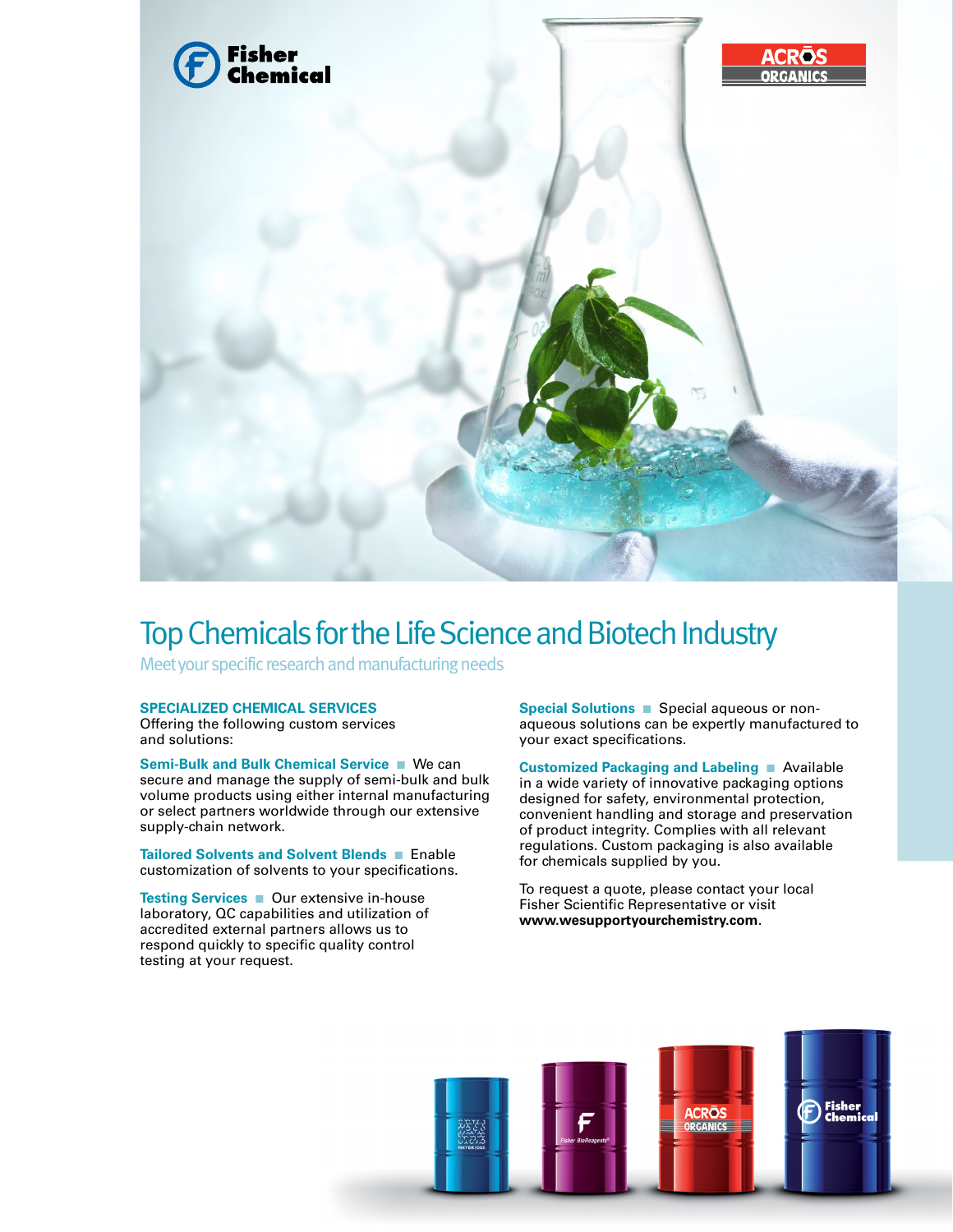# Top Chemicals for the Life Science and Biotech Industry

Meet your specific research and manufacturing needs

**SPECIALIZED CHEMICAL SERVICES**

Offering the following custom services and solutions:

**Semi-Bulk and Bulk Chemical Service** ■ We can secure and manage the supply of semi-bulk and bulk volume products using either internal manufacturing or select partners worldwide through our extensive supply-chain network.

**Tailored Solvents and Solvent Blends** ■ Enable customization of solvents to your specifications.

**Testing Services** ■ Our extensive in-house laboratory, QC capabilities and utilization of accredited external partners allows us to respond quickly to specific quality control testing at your request.

**Special Solutions** ■ Special aqueous or non-aqueous solutions can be expertly manufactured to your exact specifications.

**Customized Packaging and Labeling** ■ Available in a wide variety of innovative packaging options designed for safety, environmental protection, convenient handling and storage and preservation of product integrity. Complies with all relevant regulations. Custom packaging is also available for chemicals supplied by you.

To request a quote, please contact your local Fisher Scientific Representative or visit **www.wesupportyourchemistry.com**.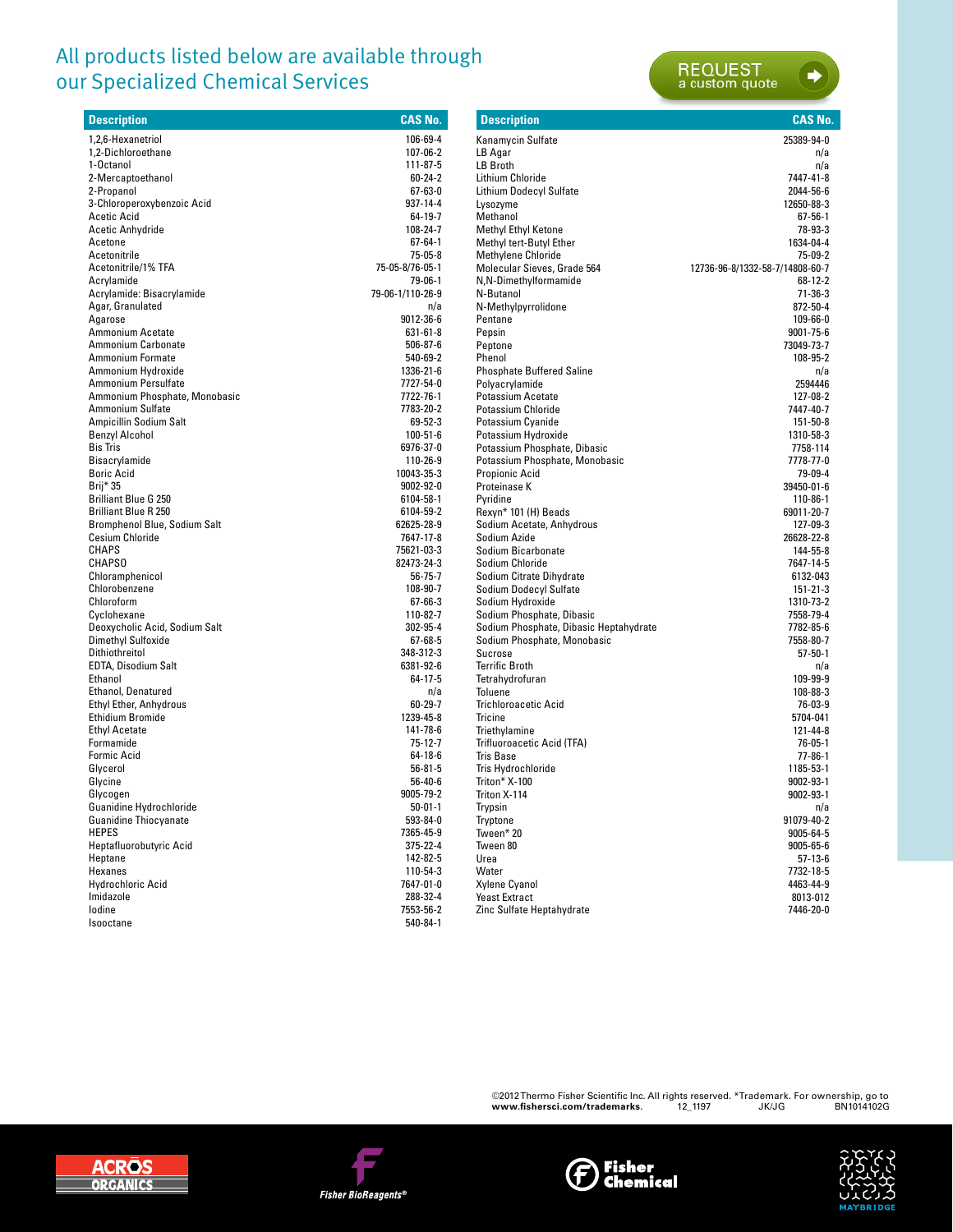## All products listed below are available through our Specialized Chemical Services

REQUEST a custom quote

| Description | CAS No. |
|---|---|
| 1,2,6-Hexanetriol | 106-69-4 |
| 1,2-Dichloroethane | 107-06-2 |
| 1-Octanol | 111-87-5 |
| 2-Mercaptoethanol | 60-24-2 |
| 2-Propanol | 67-63-0 |
| 3-Chloroperoxybenzoic Acid | 937-14-4 |
| Acetic Acid | 64-19-7 |
| Acetic Anhydride | 108-24-7 |
| Acetone | 67-64-1 |
| Acetonitrile | 75-05-8 |
| Acetonitrile/1% TFA | 75-05-8/76-05-1 |
| Acrylamide | 79-06-1 |
| Acrylamide: Bisacrylamide | 79-06-1/110-26-9 |
| Agar, Granulated | n/a |
| Agarose | 9012-36-6 |
| Ammonium Acetate | 631-61-8 |
| Ammonium Carbonate | 506-87-6 |
| Ammonium Formate | 540-69-2 |
| Ammonium Hydroxide | 1336-21-6 |
| Ammonium Persulfate | 7727-54-0 |
| Ammonium Phosphate, Monobasic | 7722-76-1 |
| Ammonium Sulfate | 7783-20-2 |
| Ampicillin Sodium Salt | 69-52-3 |
| Benzyl Alcohol | 100-51-6 |
| Bis Tris | 6976-37-0 |
| Bisacrylamide | 110-26-9 |
| Boric Acid | 10043-35-3 |
| Brij* 35 | 9002-92-0 |
| Brilliant Blue G 250 | 6104-58-1 |
| Brilliant Blue R 250 | 6104-59-2 |
| Bromphenol Blue, Sodium Salt | 62625-28-9 |
| Cesium Chloride | 7647-17-8 |
| CHAPS | 75621-03-3 |
| CHAPSO | 82473-24-3 |
| Chloramphenicol | 56-75-7 |
| Chlorobenzene | 108-90-7 |
| Chloroform | 67-66-3 |
| Cyclohexane | 110-82-7 |
| Deoxycholic Acid, Sodium Salt | 302-95-4 |
| Dimethyl Sulfoxide | 67-68-5 |
| Dithiothreitol | 348-312-3 |
| EDTA, Disodium Salt | 6381-92-6 |
| Ethanol | 64-17-5 |
| Ethanol, Denatured | n/a |
| Ethyl Ether, Anhydrous | 60-29-7 |
| Ethidium Bromide | 1239-45-8 |
| Ethyl Acetate | 141-78-6 |
| Formamide | 75-12-7 |
| Formic Acid | 64-18-6 |
| Glycerol | 56-81-5 |
| Glycine | 56-40-6 |
| Glycogen | 9005-79-2 |
| Guanidine Hydrochloride | 50-01-1 |
| Guanidine Thiocyanate | 593-84-0 |
| HEPES | 7365-45-9 |
| Heptafluorobutyric Acid | 375-22-4 |
| Heptane | 142-82-5 |
| Hexanes | 110-54-3 |
| Hydrochloric Acid | 7647-01-0 |
| Imidazole | 288-32-4 |
| Iodine | 7553-56-2 |
| Isooctane | 540-84-1 |
| Kanamycin Sulfate | 25389-94-0 |
| LB Agar | n/a |
| LB Broth | n/a |
| Lithium Chloride | 7447-41-8 |
| Lithium Dodecyl Sulfate | 2044-56-6 |
| Lysozyme | 12650-88-3 |
| Methanol | 67-56-1 |
| Methyl Ethyl Ketone | 78-93-3 |
| Methyl tert-Butyl Ether | 1634-04-4 |
| Methylene Chloride | 75-09-2 |
| Molecular Sieves, Grade 564 | 12736-96-8/1332-58-7/14808-60-7 |
| N,N-Dimethylformamide | 68-12-2 |
| N-Butanol | 71-36-3 |
| N-Methylpyrrolidone | 872-50-4 |
| Pentane | 109-66-0 |
| Pepsin | 9001-75-6 |
| Peptone | 73049-73-7 |
| Phenol | 108-95-2 |
| Phosphate Buffered Saline | n/a |
| Polyacrylamide | 2594446 |
| Potassium Acetate | 127-08-2 |
| Potassium Chloride | 7447-40-7 |
| Potassium Cyanide | 151-50-8 |
| Potassium Hydroxide | 1310-58-3 |
| Potassium Phosphate, Dibasic | 7758-114 |
| Potassium Phosphate, Monobasic | 7778-77-0 |
| Propionic Acid | 79-09-4 |
| Proteinase K | 39450-01-6 |
| Pyridine | 110-86-1 |
| Rexyn* 101 (H) Beads | 69011-20-7 |
| Sodium Acetate, Anhydrous | 127-09-3 |
| Sodium Azide | 26628-22-8 |
| Sodium Bicarbonate | 144-55-8 |
| Sodium Chloride | 7647-14-5 |
| Sodium Citrate Dihydrate | 6132-043 |
| Sodium Dodecyl Sulfate | 151-21-3 |
| Sodium Hydroxide | 1310-73-2 |
| Sodium Phosphate, Dibasic | 7558-79-4 |
| Sodium Phosphate, Dibasic Heptahydrate | 7782-85-6 |
| Sodium Phosphate, Monobasic | 7558-80-7 |
| Sucrose | 57-50-1 |
| Terrific Broth | n/a |
| Tetrahydrofuran | 109-99-9 |
| Toluene | 108-88-3 |
| Trichloroacetic Acid | 76-03-9 |
| Tricine | 5704-041 |
| Triethylamine | 121-44-8 |
| Trifluoroacetic Acid (TFA) | 76-05-1 |
| Tris Base | 77-86-1 |
| Tris Hydrochloride | 1185-53-1 |
| Triton* X-100 | 9002-93-1 |
| Triton X-114 | 9002-93-1 |
| Trypsin | n/a |
| Tryptone | 91079-40-2 |
| Tween* 20 | 9005-64-5 |
| Tween 80 | 9005-65-6 |
| Urea | 57-13-6 |
| Water | 7732-18-5 |
| Xylene Cyanol | 4463-44-9 |
| Yeast Extract | 8013-012 |
| Zinc Sulfate Heptahydrate | 7446-20-0 |

©2012 Thermo Fisher Scientific Inc. All rights reserved. *Trademark. For ownership, go to **www.fishersci.com/trademarks**. 12_1197 JK/JG BN1014102G

ACROS ORGANICS | Fisher BioReagents® | Fisher Chemical | MAYBRIDGE